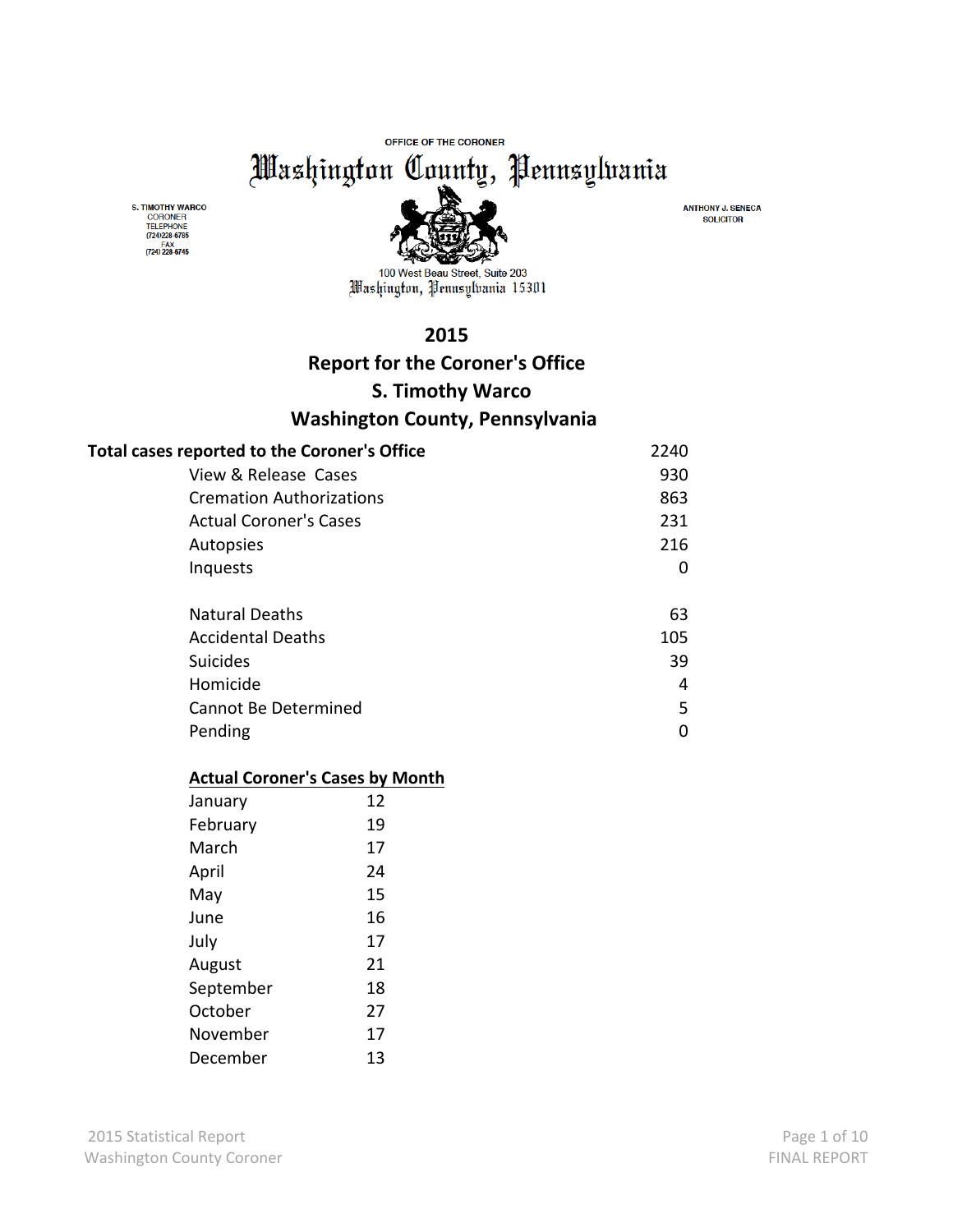OFFICE OF THE CORONER

# Washington County, Pennsylvania

S. TIMOTHY WARCO
CORONER
TELEPHONE
(724)228-6785
FAX
(724) 228-6745

ANTHONY J. SENECA
SOLICITOR

100 West Beau Street, Suite 203
Washington, Pennsylvania 15301

## 2015
## Report for the Coroner's Office
## S. Timothy Warco
## Washington County, Pennsylvania

| **Total cases reported to the Coroner's Office** | 2240 |
|---|---|
| View & Release Cases | 930 |
| Cremation Authorizations | 863 |
| Actual Coroner's Cases | 231 |
| Autopsies | 216 |
| Inquests | 0 |
| | |
| Natural Deaths | 63 |
| Accidental Deaths | 105 |
| Suicides | 39 |
| Homicide | 4 |
| Cannot Be Determined | 5 |
| Pending | 0 |

**Actual Coroner's Cases by Month**

| Month | Cases |
|---|---|
| January | 12 |
| February | 19 |
| March | 17 |
| April | 24 |
| May | 15 |
| June | 16 |
| July | 17 |
| August | 21 |
| September | 18 |
| October | 27 |
| November | 17 |
| December | 13 |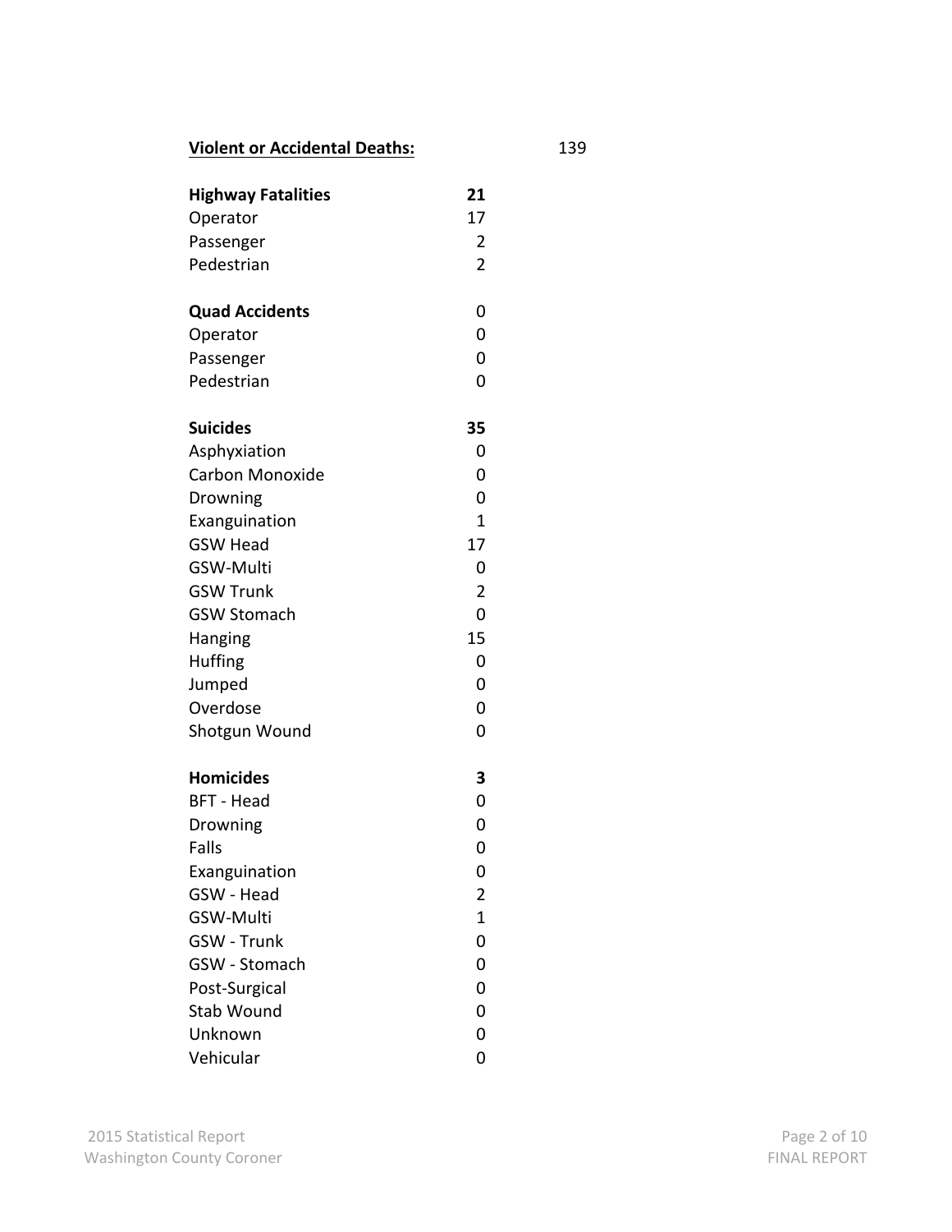**Violent or Accidental Deaths:** 139

| **Highway Fatalities** | **21** |
|---|---|
| Operator | 17 |
| Passenger | 2 |
| Pedestrian | 2 |

| **Quad Accidents** | 0 |
|---|---|
| Operator | 0 |
| Passenger | 0 |
| Pedestrian | 0 |

| **Suicides** | **35** |
|---|---|
| Asphyxiation | 0 |
| Carbon Monoxide | 0 |
| Drowning | 0 |
| Exanguination | 1 |
| GSW Head | 17 |
| GSW-Multi | 0 |
| GSW Trunk | 2 |
| GSW Stomach | 0 |
| Hanging | 15 |
| Huffing | 0 |
| Jumped | 0 |
| Overdose | 0 |
| Shotgun Wound | 0 |

| **Homicides** | **3** |
|---|---|
| BFT - Head | 0 |
| Drowning | 0 |
| Falls | 0 |
| Exanguination | 0 |
| GSW - Head | 2 |
| GSW-Multi | 1 |
| GSW - Trunk | 0 |
| GSW - Stomach | 0 |
| Post-Surgical | 0 |
| Stab Wound | 0 |
| Unknown | 0 |
| Vehicular | 0 |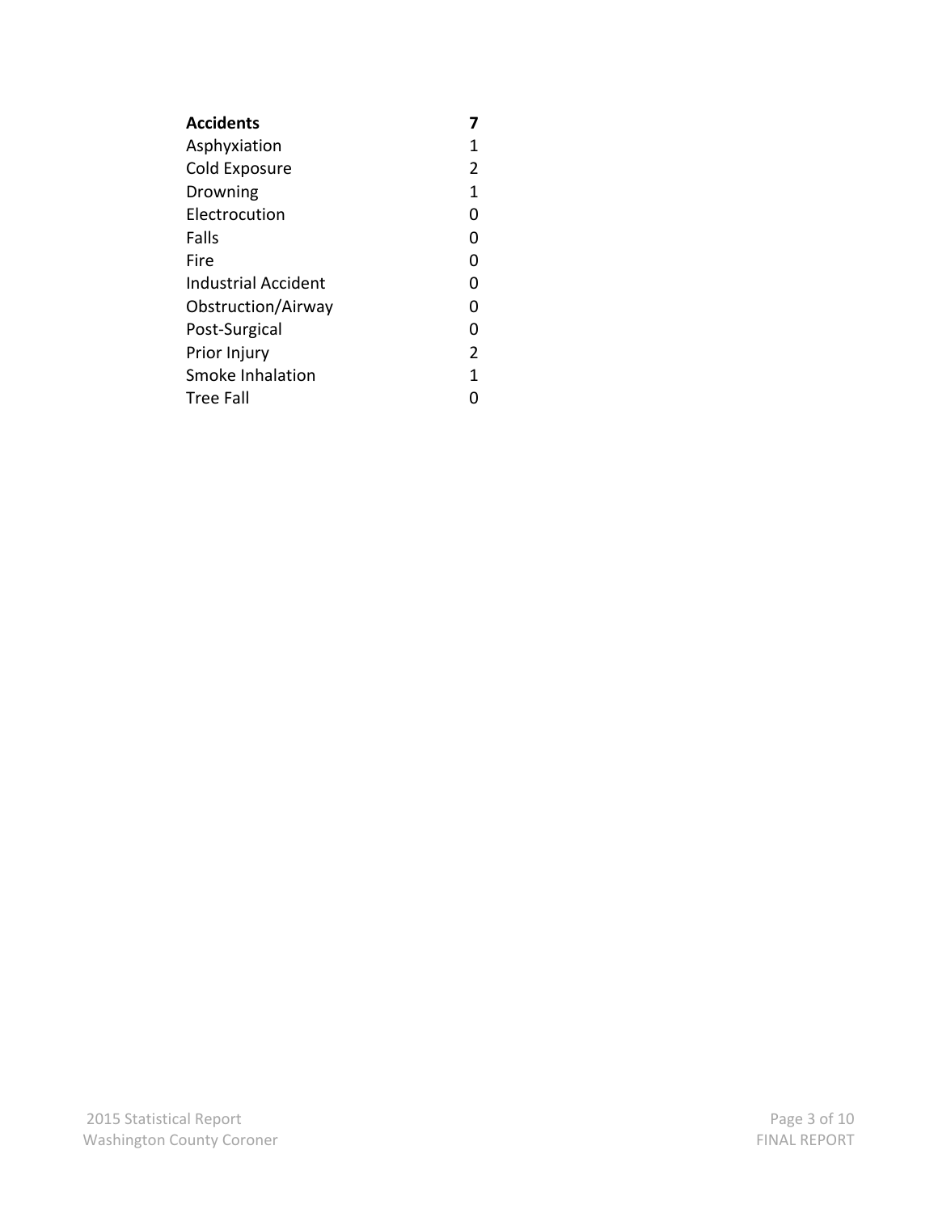| **Accidents** | **7** |
|---|---|
| Asphyxiation | 1 |
| Cold Exposure | 2 |
| Drowning | 1 |
| Electrocution | 0 |
| Falls | 0 |
| Fire | 0 |
| Industrial Accident | 0 |
| Obstruction/Airway | 0 |
| Post-Surgical | 0 |
| Prior Injury | 2 |
| Smoke Inhalation | 1 |
| Tree Fall | 0 |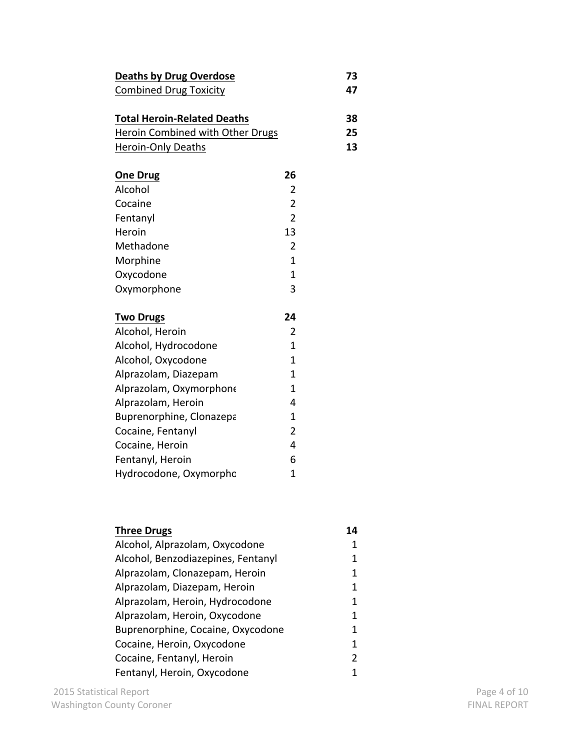| **Deaths by Drug Overdose** | **73** |
|---|---|
| Combined Drug Toxicity | **47** |

| **Total Heroin-Related Deaths** | **38** |
|---|---|
| Heroin Combined with Other Drugs | **25** |
| Heroin-Only Deaths | **13** |

| **One Drug** | **26** |
|---|---|
| Alcohol | 2 |
| Cocaine | 2 |
| Fentanyl | 2 |
| Heroin | 13 |
| Methadone | 2 |
| Morphine | 1 |
| Oxycodone | 1 |
| Oxymorphone | 3 |

| **Two Drugs** | **24** |
|---|---|
| Alcohol, Heroin | 2 |
| Alcohol, Hydrocodone | 1 |
| Alcohol, Oxycodone | 1 |
| Alprazolam, Diazepam | 1 |
| Alprazolam, Oxymorphone | 1 |
| Alprazolam, Heroin | 4 |
| Buprenorphine, Clonazepa | 1 |
| Cocaine, Fentanyl | 2 |
| Cocaine, Heroin | 4 |
| Fentanyl, Heroin | 6 |
| Hydrocodone, Oxymorpho | 1 |

| **Three Drugs** | **14** |
|---|---|
| Alcohol, Alprazolam, Oxycodone | 1 |
| Alcohol, Benzodiazepines, Fentanyl | 1 |
| Alprazolam, Clonazepam, Heroin | 1 |
| Alprazolam, Diazepam, Heroin | 1 |
| Alprazolam, Heroin, Hydrocodone | 1 |
| Alprazolam, Heroin, Oxycodone | 1 |
| Buprenorphine, Cocaine, Oxycodone | 1 |
| Cocaine, Heroin, Oxycodone | 1 |
| Cocaine, Fentanyl, Heroin | 2 |
| Fentanyl, Heroin, Oxycodone | 1 |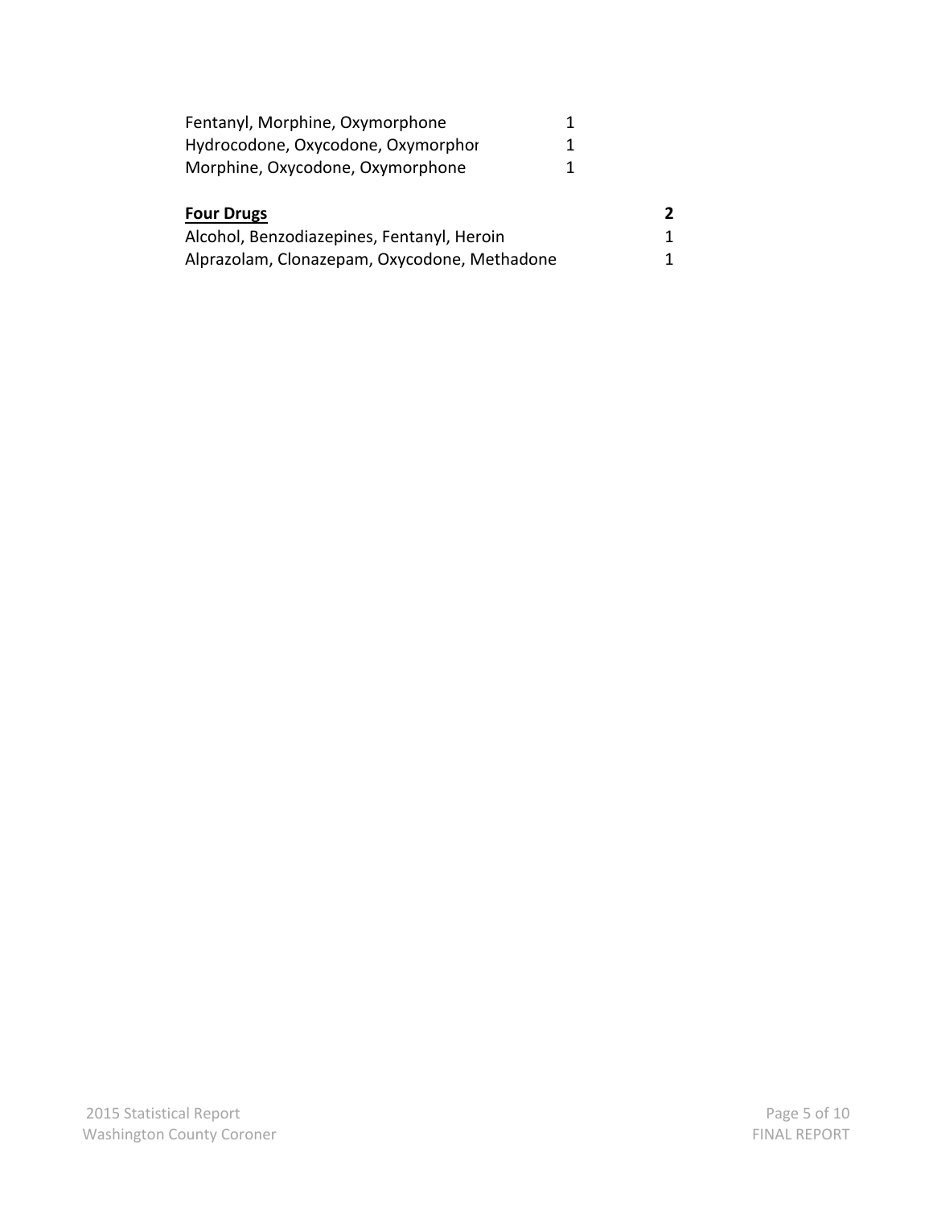| | | |
|---|---|---|
| Fentanyl, Morphine, Oxymorphone | 1 | |
| Hydrocodone, Oxycodone, Oxymorphor | 1 | |
| Morphine, Oxycodone, Oxymorphone | 1 | |
| | | |
| **Four Drugs** | | **2** |
| Alcohol, Benzodiazepines, Fentanyl, Heroin | | 1 |
| Alprazolam, Clonazepam, Oxycodone, Methadone | | 1 |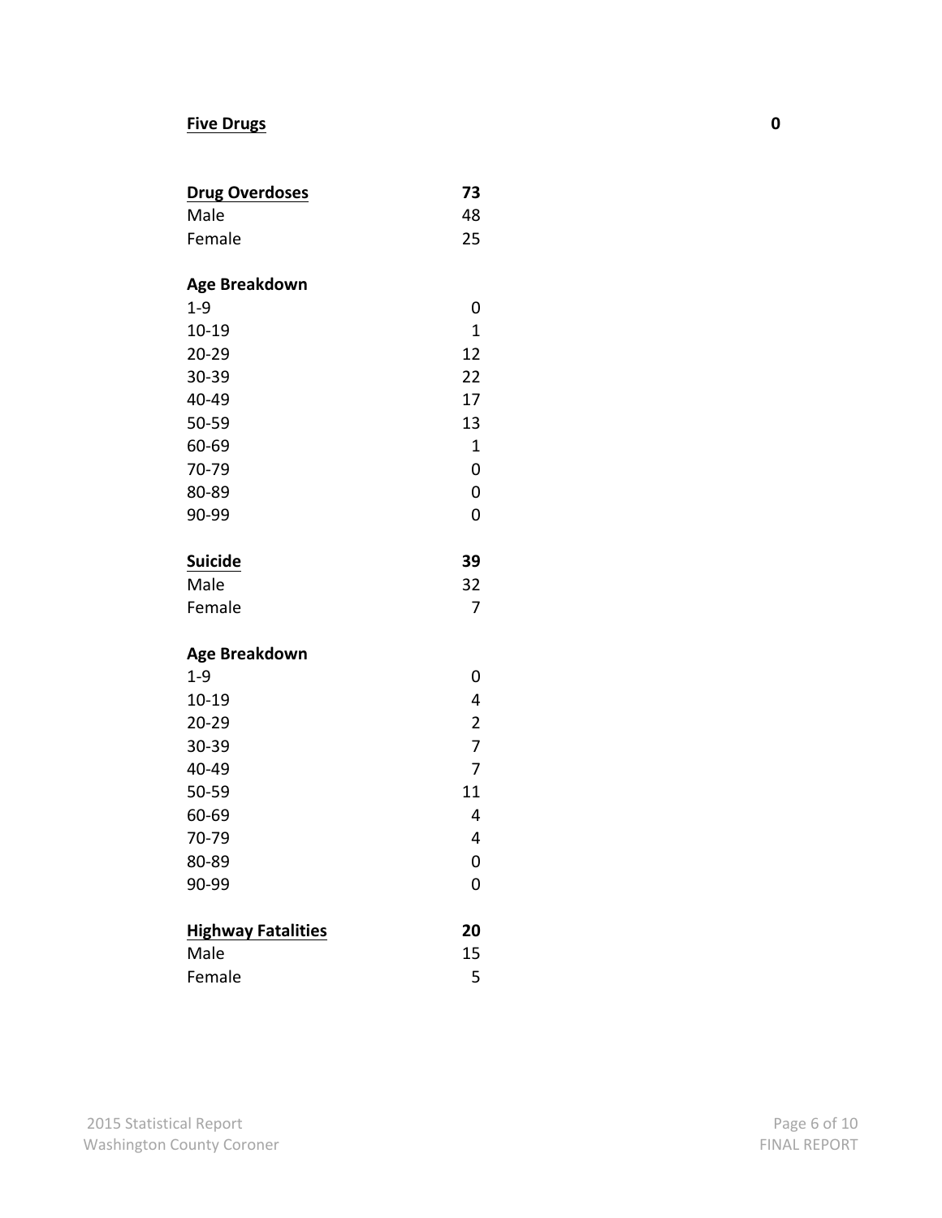**Five Drugs** **0**

| **Drug Overdoses** | **73** |
| --- | --- |
| Male | 48 |
| Female | 25 |

| **Age Breakdown** | |
| --- | --- |
| 1-9 | 0 |
| 10-19 | 1 |
| 20-29 | 12 |
| 30-39 | 22 |
| 40-49 | 17 |
| 50-59 | 13 |
| 60-69 | 1 |
| 70-79 | 0 |
| 80-89 | 0 |
| 90-99 | 0 |

| **Suicide** | **39** |
| --- | --- |
| Male | 32 |
| Female | 7 |

| **Age Breakdown** | |
| --- | --- |
| 1-9 | 0 |
| 10-19 | 4 |
| 20-29 | 2 |
| 30-39 | 7 |
| 40-49 | 7 |
| 50-59 | 11 |
| 60-69 | 4 |
| 70-79 | 4 |
| 80-89 | 0 |
| 90-99 | 0 |

| **Highway Fatalities** | **20** |
| --- | --- |
| Male | 15 |
| Female | 5 |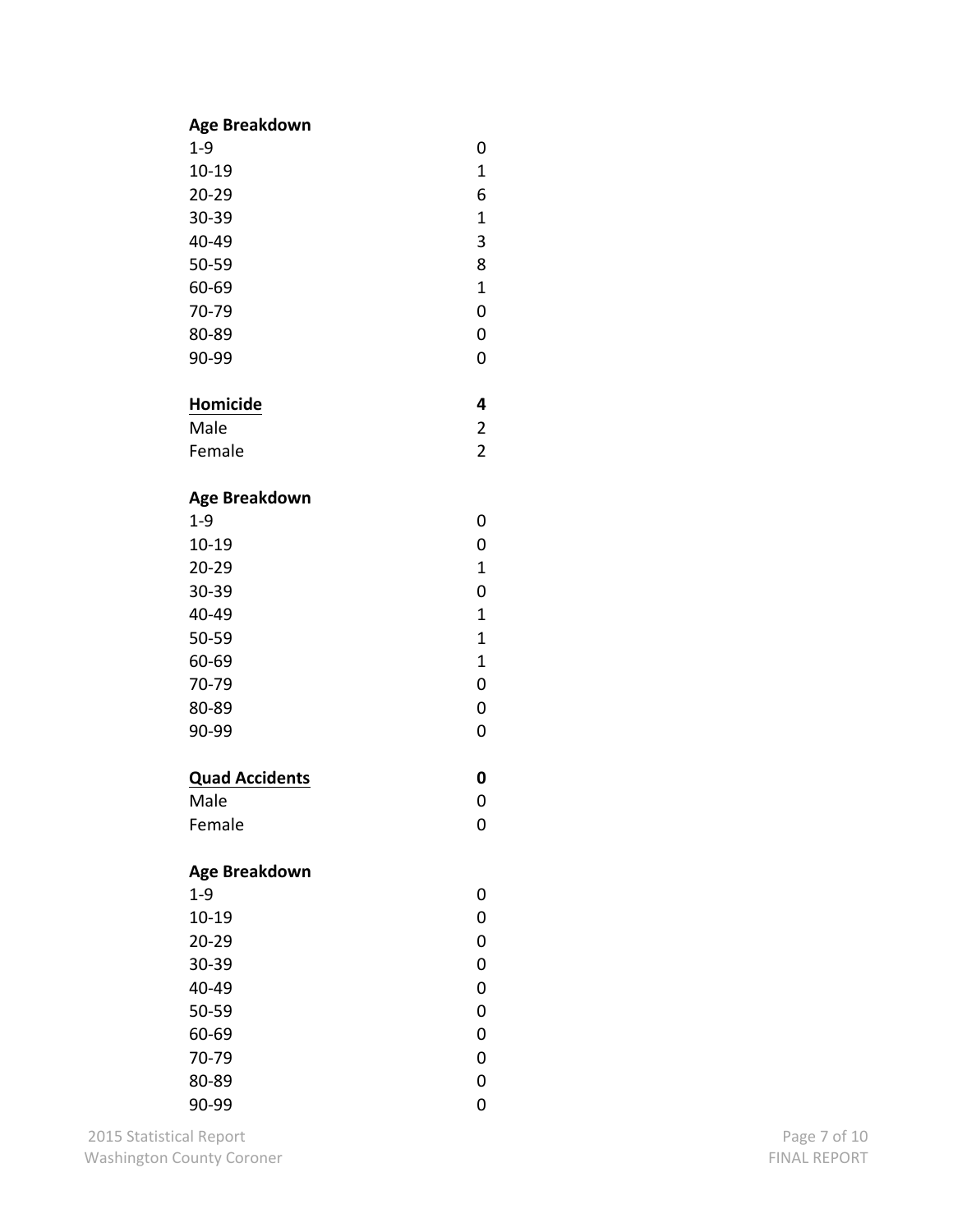**Age Breakdown**

| | |
|---|---|
| 1-9 | 0 |
| 10-19 | 1 |
| 20-29 | 6 |
| 30-39 | 1 |
| 40-49 | 3 |
| 50-59 | 8 |
| 60-69 | 1 |
| 70-79 | 0 |
| 80-89 | 0 |
| 90-99 | 0 |

| **Homicide** | **4** |
|---|---|
| Male | 2 |
| Female | 2 |

**Age Breakdown**

| | |
|---|---|
| 1-9 | 0 |
| 10-19 | 0 |
| 20-29 | 1 |
| 30-39 | 0 |
| 40-49 | 1 |
| 50-59 | 1 |
| 60-69 | 1 |
| 70-79 | 0 |
| 80-89 | 0 |
| 90-99 | 0 |

| **Quad Accidents** | **0** |
|---|---|
| Male | 0 |
| Female | 0 |

**Age Breakdown**

| | |
|---|---|
| 1-9 | 0 |
| 10-19 | 0 |
| 20-29 | 0 |
| 30-39 | 0 |
| 40-49 | 0 |
| 50-59 | 0 |
| 60-69 | 0 |
| 70-79 | 0 |
| 80-89 | 0 |
| 90-99 | 0 |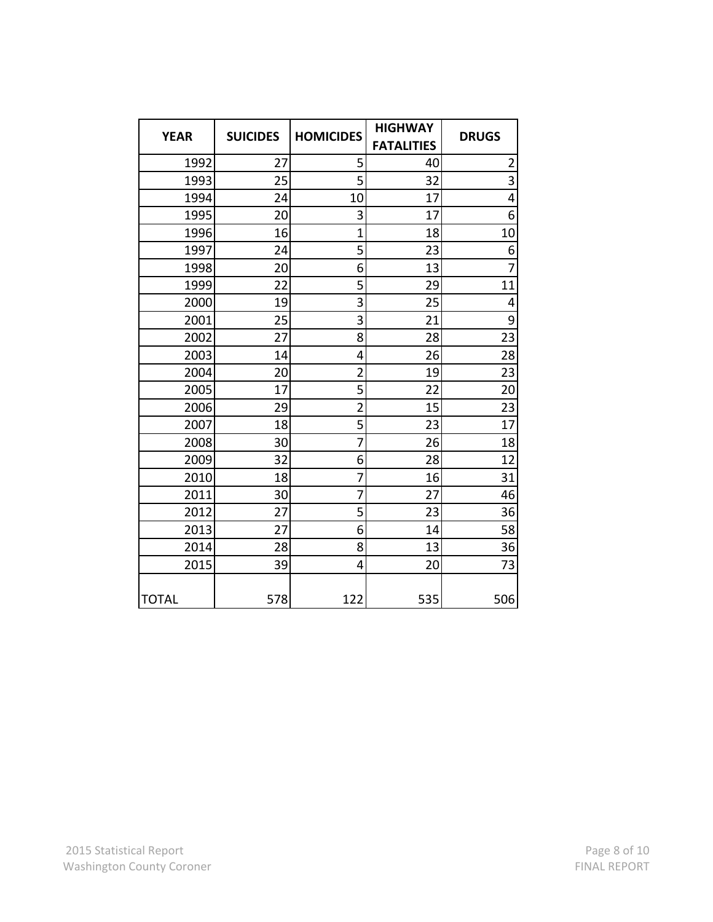| YEAR | SUICIDES | HOMICIDES | HIGHWAY FATALITIES | DRUGS |
|---|---|---|---|---|
| 1992 | 27 | 5 | 40 | 2 |
| 1993 | 25 | 5 | 32 | 3 |
| 1994 | 24 | 10 | 17 | 4 |
| 1995 | 20 | 3 | 17 | 6 |
| 1996 | 16 | 1 | 18 | 10 |
| 1997 | 24 | 5 | 23 | 6 |
| 1998 | 20 | 6 | 13 | 7 |
| 1999 | 22 | 5 | 29 | 11 |
| 2000 | 19 | 3 | 25 | 4 |
| 2001 | 25 | 3 | 21 | 9 |
| 2002 | 27 | 8 | 28 | 23 |
| 2003 | 14 | 4 | 26 | 28 |
| 2004 | 20 | 2 | 19 | 23 |
| 2005 | 17 | 5 | 22 | 20 |
| 2006 | 29 | 2 | 15 | 23 |
| 2007 | 18 | 5 | 23 | 17 |
| 2008 | 30 | 7 | 26 | 18 |
| 2009 | 32 | 6 | 28 | 12 |
| 2010 | 18 | 7 | 16 | 31 |
| 2011 | 30 | 7 | 27 | 46 |
| 2012 | 27 | 5 | 23 | 36 |
| 2013 | 27 | 6 | 14 | 58 |
| 2014 | 28 | 8 | 13 | 36 |
| 2015 | 39 | 4 | 20 | 73 |
| TOTAL | 578 | 122 | 535 | 506 |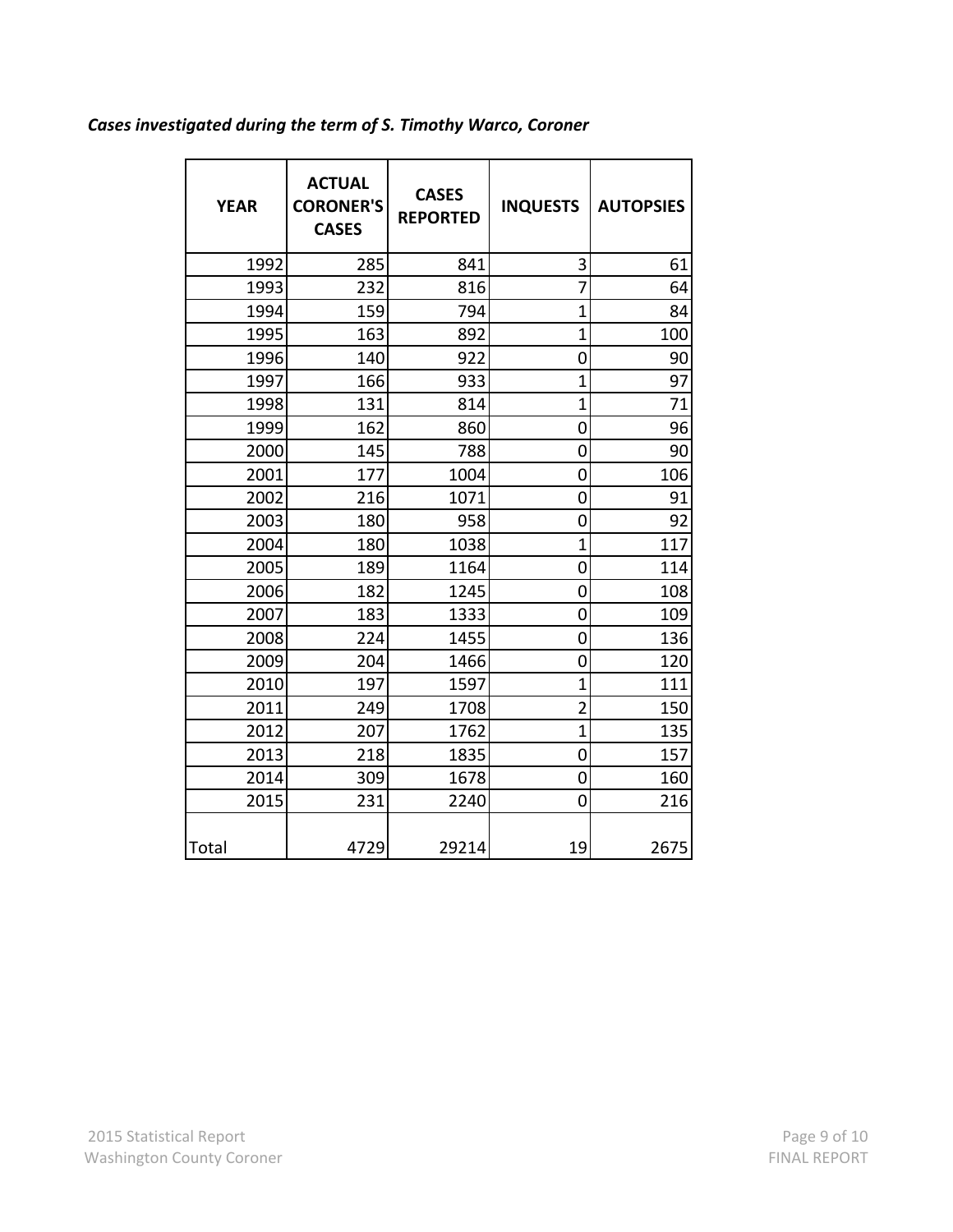*Cases investigated during the term of S. Timothy Warco, Coroner*

| YEAR | ACTUAL CORONER'S CASES | CASES REPORTED | INQUESTS | AUTOPSIES |
|---|---|---|---|---|
| 1992 | 285 | 841 | 3 | 61 |
| 1993 | 232 | 816 | 7 | 64 |
| 1994 | 159 | 794 | 1 | 84 |
| 1995 | 163 | 892 | 1 | 100 |
| 1996 | 140 | 922 | 0 | 90 |
| 1997 | 166 | 933 | 1 | 97 |
| 1998 | 131 | 814 | 1 | 71 |
| 1999 | 162 | 860 | 0 | 96 |
| 2000 | 145 | 788 | 0 | 90 |
| 2001 | 177 | 1004 | 0 | 106 |
| 2002 | 216 | 1071 | 0 | 91 |
| 2003 | 180 | 958 | 0 | 92 |
| 2004 | 180 | 1038 | 1 | 117 |
| 2005 | 189 | 1164 | 0 | 114 |
| 2006 | 182 | 1245 | 0 | 108 |
| 2007 | 183 | 1333 | 0 | 109 |
| 2008 | 224 | 1455 | 0 | 136 |
| 2009 | 204 | 1466 | 0 | 120 |
| 2010 | 197 | 1597 | 1 | 111 |
| 2011 | 249 | 1708 | 2 | 150 |
| 2012 | 207 | 1762 | 1 | 135 |
| 2013 | 218 | 1835 | 0 | 157 |
| 2014 | 309 | 1678 | 0 | 160 |
| 2015 | 231 | 2240 | 0 | 216 |
| Total | 4729 | 29214 | 19 | 2675 |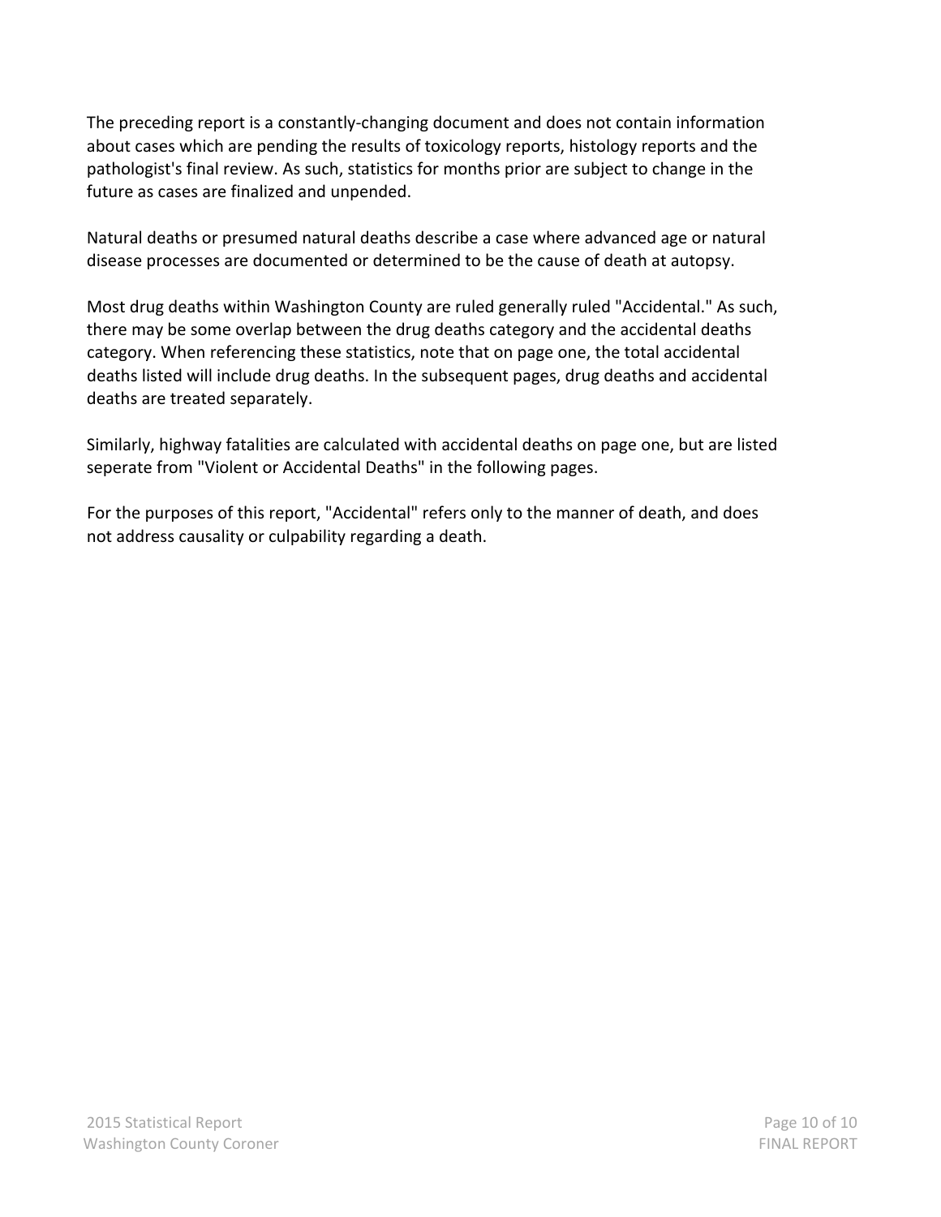The preceding report is a constantly-changing document and does not contain information about cases which are pending the results of toxicology reports, histology reports and the pathologist's final review. As such, statistics for months prior are subject to change in the future as cases are finalized and unpended.

Natural deaths or presumed natural deaths describe a case where advanced age or natural disease processes are documented or determined to be the cause of death at autopsy.

Most drug deaths within Washington County are ruled generally ruled "Accidental." As such, there may be some overlap between the drug deaths category and the accidental deaths category. When referencing these statistics, note that on page one, the total accidental deaths listed will include drug deaths. In the subsequent pages, drug deaths and accidental deaths are treated separately.

Similarly, highway fatalities are calculated with accidental deaths on page one, but are listed seperate from "Violent or Accidental Deaths" in the following pages.

For the purposes of this report, "Accidental" refers only to the manner of death, and does not address causality or culpability regarding a death.